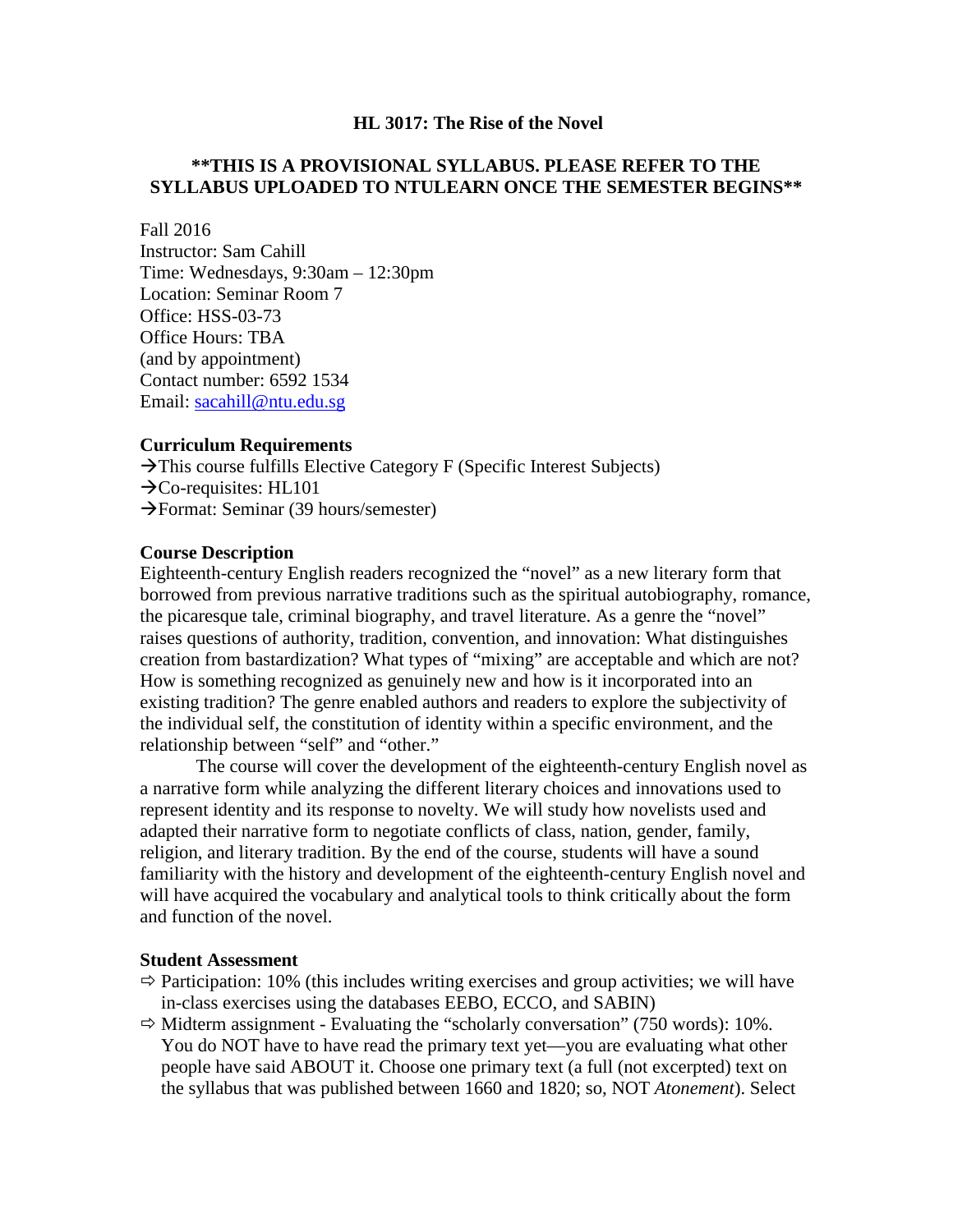# HL 3017: The Rise of the Novel

**\*\*THIS IS A PROVISIONAL SYLLABUS. PLEASE REFER TO THE SYLLABUS UPLOADED TO NTULEARN ONCE THE SEMESTER BEGINS\*\***

Fall 2016
Instructor: Sam Cahill
Time: Wednesdays, 9:30am – 12:30pm
Location: Seminar Room 7
Office: HSS-03-73
Office Hours: TBA
(and by appointment)
Contact number: 6592 1534
Email: sacahill@ntu.edu.sg

### Curriculum Requirements

→This course fulfills Elective Category F (Specific Interest Subjects)
→Co-requisites: HL101
→Format: Seminar (39 hours/semester)

### Course Description

Eighteenth-century English readers recognized the "novel" as a new literary form that borrowed from previous narrative traditions such as the spiritual autobiography, romance, the picaresque tale, criminal biography, and travel literature. As a genre the "novel" raises questions of authority, tradition, convention, and innovation: What distinguishes creation from bastardization? What types of "mixing" are acceptable and which are not? How is something recognized as genuinely new and how is it incorporated into an existing tradition? The genre enabled authors and readers to explore the subjectivity of the individual self, the constitution of identity within a specific environment, and the relationship between "self" and "other."

The course will cover the development of the eighteenth-century English novel as a narrative form while analyzing the different literary choices and innovations used to represent identity and its response to novelty. We will study how novelists used and adapted their narrative form to negotiate conflicts of class, nation, gender, family, religion, and literary tradition. By the end of the course, students will have a sound familiarity with the history and development of the eighteenth-century English novel and will have acquired the vocabulary and analytical tools to think critically about the form and function of the novel.

### Student Assessment

- ⇨ Participation: 10% (this includes writing exercises and group activities; we will have in-class exercises using the databases EEBO, ECCO, and SABIN)
- ⇨ Midterm assignment - Evaluating the "scholarly conversation" (750 words): 10%. You do NOT have to have read the primary text yet—you are evaluating what other people have said ABOUT it. Choose one primary text (a full (not excerpted) text on the syllabus that was published between 1660 and 1820; so, NOT *Atonement*). Select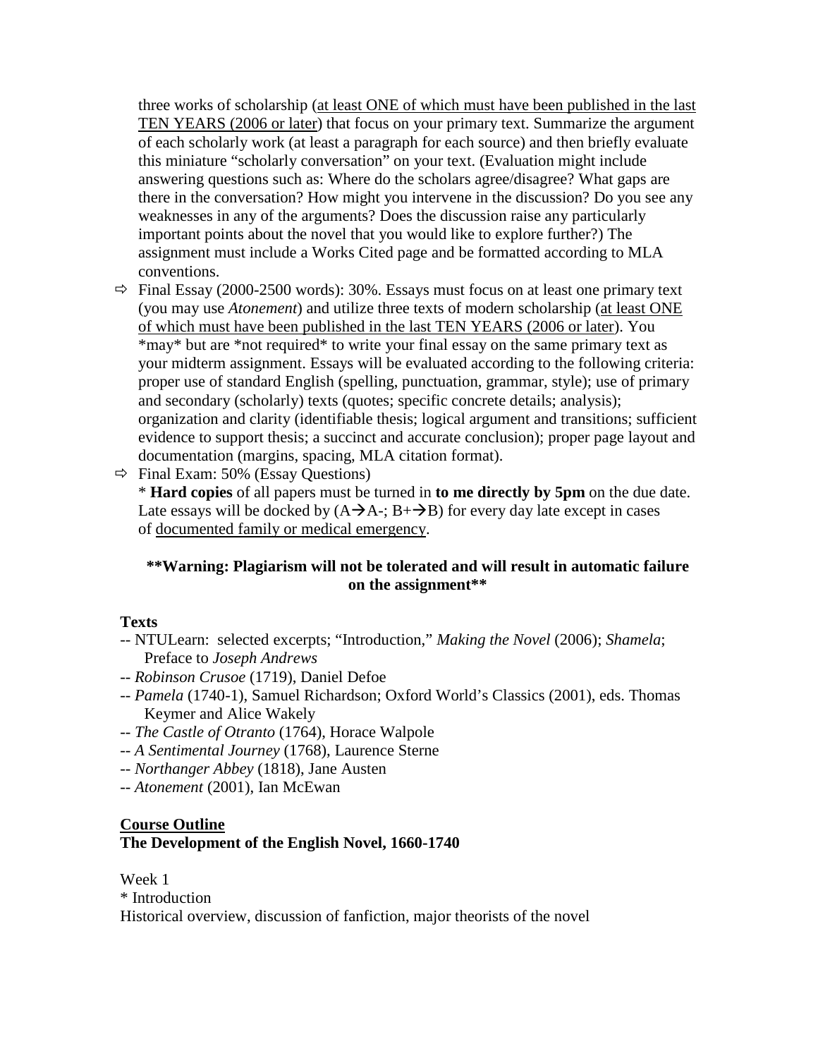three works of scholarship (<u>at least ONE of which must have been published in the last TEN YEARS (2006 or later</u>) that focus on your primary text. Summarize the argument of each scholarly work (at least a paragraph for each source) and then briefly evaluate this miniature "scholarly conversation" on your text. (Evaluation might include answering questions such as: Where do the scholars agree/disagree? What gaps are there in the conversation? How might you intervene in the discussion? Do you see any weaknesses in any of the arguments? Does the discussion raise any particularly important points about the novel that you would like to explore further?) The assignment must include a Works Cited page and be formatted according to MLA conventions.

- ⇨ Final Essay (2000-2500 words): 30%. Essays must focus on at least one primary text (you may use *Atonement*) and utilize three texts of modern scholarship (<u>at least ONE of which must have been published in the last TEN YEARS (2006 or later</u>). You *may* but are *not required* to write your final essay on the same primary text as your midterm assignment. Essays will be evaluated according to the following criteria: proper use of standard English (spelling, punctuation, grammar, style); use of primary and secondary (scholarly) texts (quotes; specific concrete details; analysis); organization and clarity (identifiable thesis; logical argument and transitions; sufficient evidence to support thesis; a succinct and accurate conclusion); proper page layout and documentation (margins, spacing, MLA citation format).
- ⇨ Final Exam: 50% (Essay Questions)
  * **Hard copies** of all papers must be turned in **to me directly by 5pm** on the due date. Late essays will be docked by (A→A-; B+→B) for every day late except in cases of <u>documented family or medical emergency</u>.

**\*\*Warning: Plagiarism will not be tolerated and will result in automatic failure on the assignment\*\***

**Texts**

-- NTULearn: selected excerpts; "Introduction," *Making the Novel* (2006); *Shamela*; Preface to *Joseph Andrews*
-- *Robinson Crusoe* (1719), Daniel Defoe
-- *Pamela* (1740-1), Samuel Richardson; Oxford World's Classics (2001), eds. Thomas Keymer and Alice Wakely
-- *The Castle of Otranto* (1764), Horace Walpole
-- *A Sentimental Journey* (1768), Laurence Sterne
-- *Northanger Abbey* (1818), Jane Austen
-- *Atonement* (2001), Ian McEwan

**<u>Course Outline</u>**
**The Development of the English Novel, 1660-1740**

Week 1
* Introduction
Historical overview, discussion of fanfiction, major theorists of the novel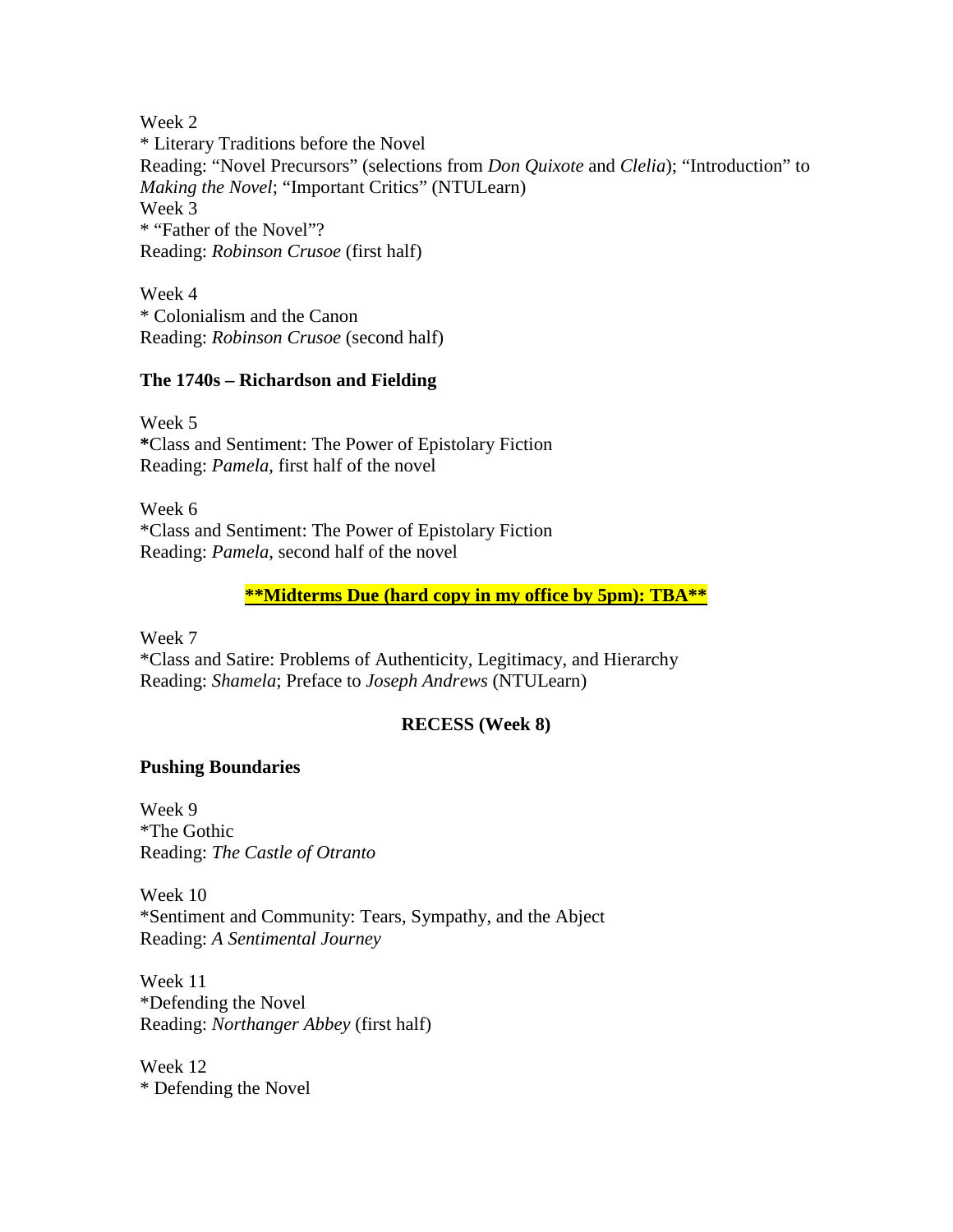Week 2
* Literary Traditions before the Novel
Reading: "Novel Precursors" (selections from *Don Quixote* and *Clelia*); "Introduction" to *Making the Novel*; "Important Critics" (NTULearn)
Week 3
* "Father of the Novel"?
Reading: *Robinson Crusoe* (first half)

Week 4
* Colonialism and the Canon
Reading: *Robinson Crusoe* (second half)

**The 1740s – Richardson and Fielding**

Week 5
**\***Class and Sentiment: The Power of Epistolary Fiction
Reading: *Pamela*, first half of the novel

Week 6
*Class and Sentiment: The Power of Epistolary Fiction
Reading: *Pamela*, second half of the novel

**<u>**Midterms Due (hard copy in my office by 5pm): TBA**</u>**

Week 7
*Class and Satire: Problems of Authenticity, Legitimacy, and Hierarchy
Reading: *Shamela*; Preface to *Joseph Andrews* (NTULearn)

**RECESS (Week 8)**

**Pushing Boundaries**

Week 9
*The Gothic
Reading: *The Castle of Otranto*

Week 10
*Sentiment and Community: Tears, Sympathy, and the Abject
Reading: *A Sentimental Journey*

Week 11
*Defending the Novel
Reading: *Northanger Abbey* (first half)

Week 12
* Defending the Novel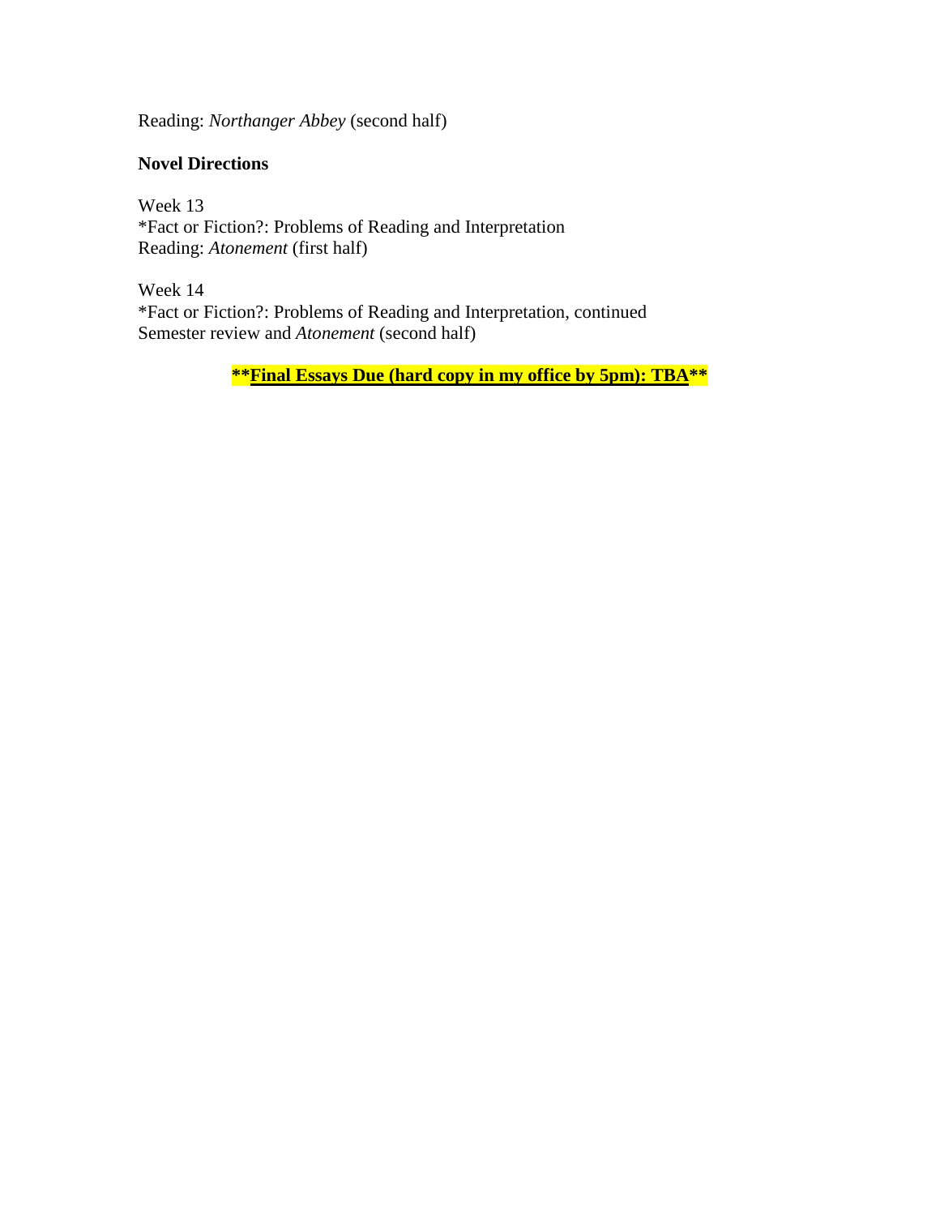Reading: *Northanger Abbey* (second half)

**Novel Directions**

Week 13
*Fact or Fiction?: Problems of Reading and Interpretation
Reading: *Atonement* (first half)

Week 14
*Fact or Fiction?: Problems of Reading and Interpretation, continued
Semester review and *Atonement* (second half)

****Final Essays Due (hard copy in my office by 5pm): TBA****